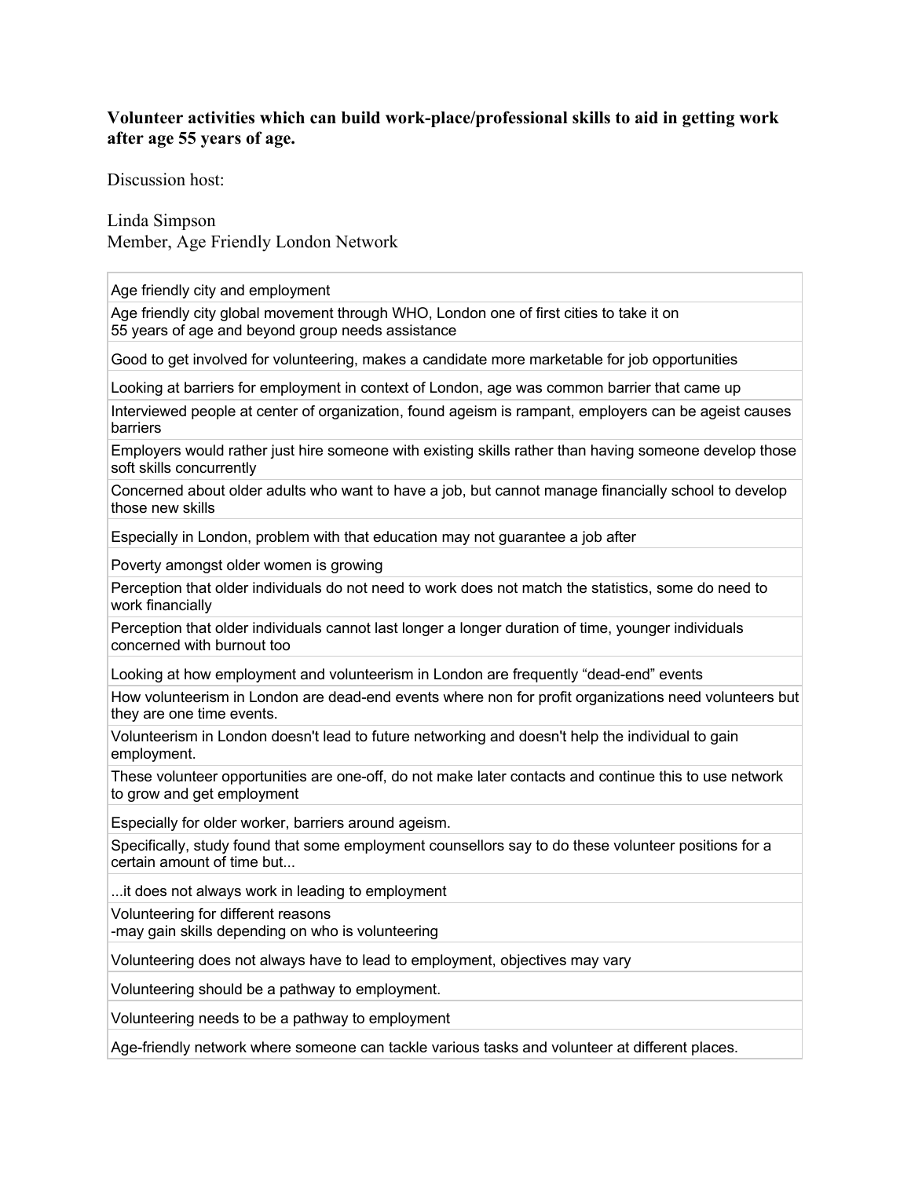**Volunteer activities which can build work-place/professional skills to aid in getting work after age 55 years of age.**

Discussion host:

Linda Simpson
Member, Age Friendly London Network

| Age friendly city and employment |
| --- |
| Age friendly city global movement through WHO, London one of first cities to take it on<br>55 years of age and beyond group needs assistance |
| Good to get involved for volunteering, makes a candidate more marketable for job opportunities |
| Looking at barriers for employment in context of London, age was common barrier that came up |
| Interviewed people at center of organization, found ageism is rampant, employers can be ageist causes barriers |
| Employers would rather just hire someone with existing skills rather than having someone develop those soft skills concurrently |
| Concerned about older adults who want to have a job, but cannot manage financially school to develop those new skills |
| Especially in London, problem with that education may not guarantee a job after |
| Poverty amongst older women is growing |
| Perception that older individuals do not need to work does not match the statistics, some do need to work financially |
| Perception that older individuals cannot last longer a longer duration of time, younger individuals concerned with burnout too |
| Looking at how employment and volunteerism in London are frequently "dead-end" events |
| How volunteerism in London are dead-end events where non for profit organizations need volunteers but they are one time events. |
| Volunteerism in London doesn't lead to future networking and doesn't help the individual to gain employment. |
| These volunteer opportunities are one-off, do not make later contacts and continue this to use network to grow and get employment |
| Especially for older worker, barriers around ageism. |
| Specifically, study found that some employment counsellors say to do these volunteer positions for a certain amount of time but... |
| ...it does not always work in leading to employment |
| Volunteering for different reasons<br>-may gain skills depending on who is volunteering |
| Volunteering does not always have to lead to employment, objectives may vary |
| Volunteering should be a pathway to employment. |
| Volunteering needs to be a pathway to employment |
| Age-friendly network where someone can tackle various tasks and volunteer at different places. |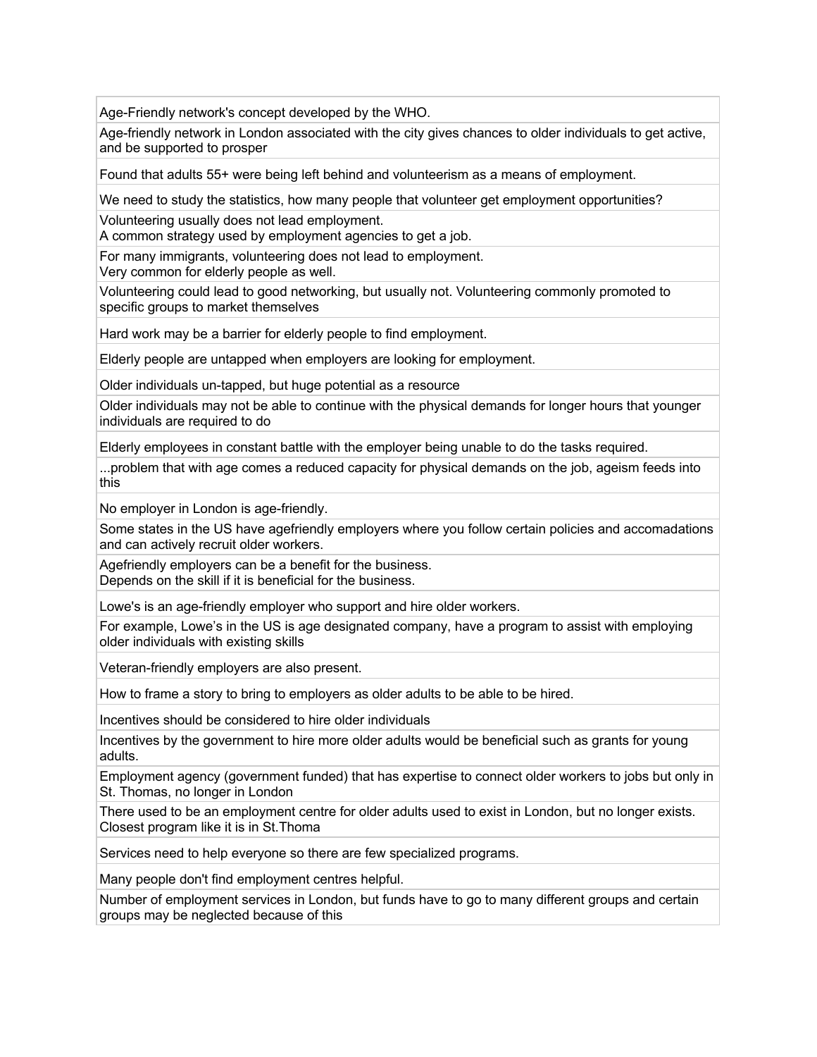| Age-Friendly network's concept developed by the WHO. |
|---|
| Age-friendly network in London associated with the city gives chances to older individuals to get active, and be supported to prosper |
| Found that adults 55+ were being left behind and volunteerism as a means of employment. |
| We need to study the statistics, how many people that volunteer get employment opportunities? |
| Volunteering usually does not lead employment.<br>A common strategy used by employment agencies to get a job. |
| For many immigrants, volunteering does not lead to employment.<br>Very common for elderly people as well. |
| Volunteering could lead to good networking, but usually not. Volunteering commonly promoted to specific groups to market themselves |
| Hard work may be a barrier for elderly people to find employment. |
| Elderly people are untapped when employers are looking for employment. |
| Older individuals un-tapped, but huge potential as a resource |
| Older individuals may not be able to continue with the physical demands for longer hours that younger individuals are required to do |
| Elderly employees in constant battle with the employer being unable to do the tasks required. |
| ...problem that with age comes a reduced capacity for physical demands on the job, ageism feeds into this |
| No employer in London is age-friendly. |
| Some states in the US have agefriendly employers where you follow certain policies and accomadations and can actively recruit older workers. |
| Agefriendly employers can be a benefit for the business.<br>Depends on the skill if it is beneficial for the business. |
| Lowe's is an age-friendly employer who support and hire older workers. |
| For example, Lowe's in the US is age designated company, have a program to assist with employing older individuals with existing skills |
| Veteran-friendly employers are also present. |
| How to frame a story to bring to employers as older adults to be able to be hired. |
| Incentives should be considered to hire older individuals |
| Incentives by the government to hire more older adults would be beneficial such as grants for young adults. |
| Employment agency (government funded) that has expertise to connect older workers to jobs but only in St. Thomas, no longer in London |
| There used to be an employment centre for older adults used to exist in London, but no longer exists. Closest program like it is in St.Thoma |
| Services need to help everyone so there are few specialized programs. |
| Many people don't find employment centres helpful. |
| Number of employment services in London, but funds have to go to many different groups and certain groups may be neglected because of this |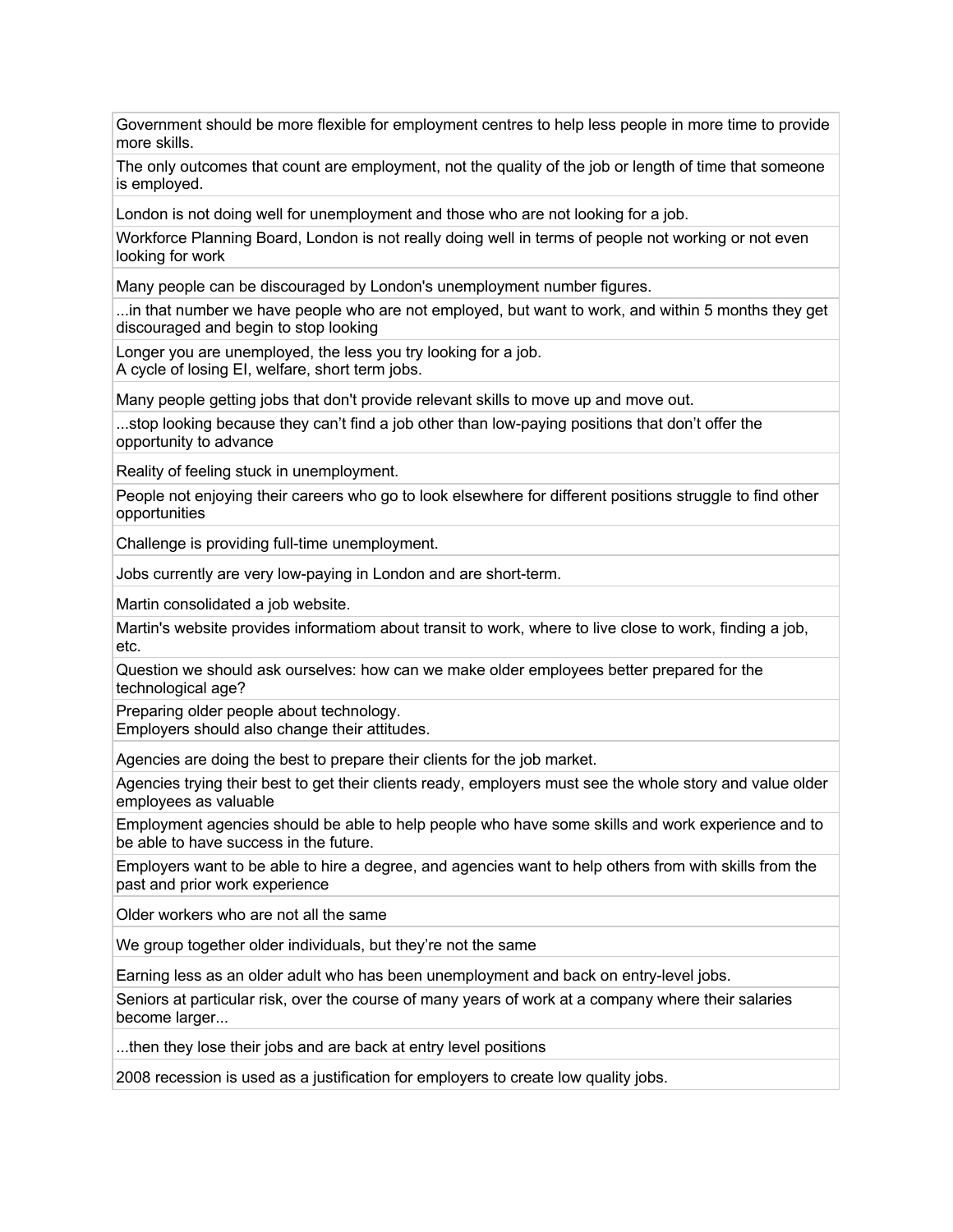| |
|---|
| Government should be more flexible for employment centres to help less people in more time to provide more skills. |
| The only outcomes that count are employment, not the quality of the job or length of time that someone is employed. |
| London is not doing well for unemployment and those who are not looking for a job. |
| Workforce Planning Board, London is not really doing well in terms of people not working or not even looking for work |
| Many people can be discouraged by London's unemployment number figures. |
| ...in that number we have people who are not employed, but want to work, and within 5 months they get discouraged and begin to stop looking |
| Longer you are unemployed, the less you try looking for a job.<br>A cycle of losing EI, welfare, short term jobs. |
| Many people getting jobs that don't provide relevant skills to move up and move out. |
| ...stop looking because they can't find a job other than low-paying positions that don't offer the opportunity to advance |
| Reality of feeling stuck in unemployment. |
| People not enjoying their careers who go to look elsewhere for different positions struggle to find other opportunities |
| Challenge is providing full-time unemployment. |
| Jobs currently are very low-paying in London and are short-term. |
| Martin consolidated a job website. |
| Martin's website provides informatiom about transit to work, where to live close to work, finding a job, etc. |
| Question we should ask ourselves: how can we make older employees better prepared for the technological age? |
| Preparing older people about technology.<br>Employers should also change their attitudes. |
| Agencies are doing the best to prepare their clients for the job market. |
| Agencies trying their best to get their clients ready, employers must see the whole story and value older employees as valuable |
| Employment agencies should be able to help people who have some skills and work experience and to be able to have success in the future. |
| Employers want to be able to hire a degree, and agencies want to help others from with skills from the past and prior work experience |
| Older workers who are not all the same |
| We group together older individuals, but they're not the same |
| Earning less as an older adult who has been unemployment and back on entry-level jobs. |
| Seniors at particular risk, over the course of many years of work at a company where their salaries become larger... |
| ...then they lose their jobs and are back at entry level positions |
| 2008 recession is used as a justification for employers to create low quality jobs. |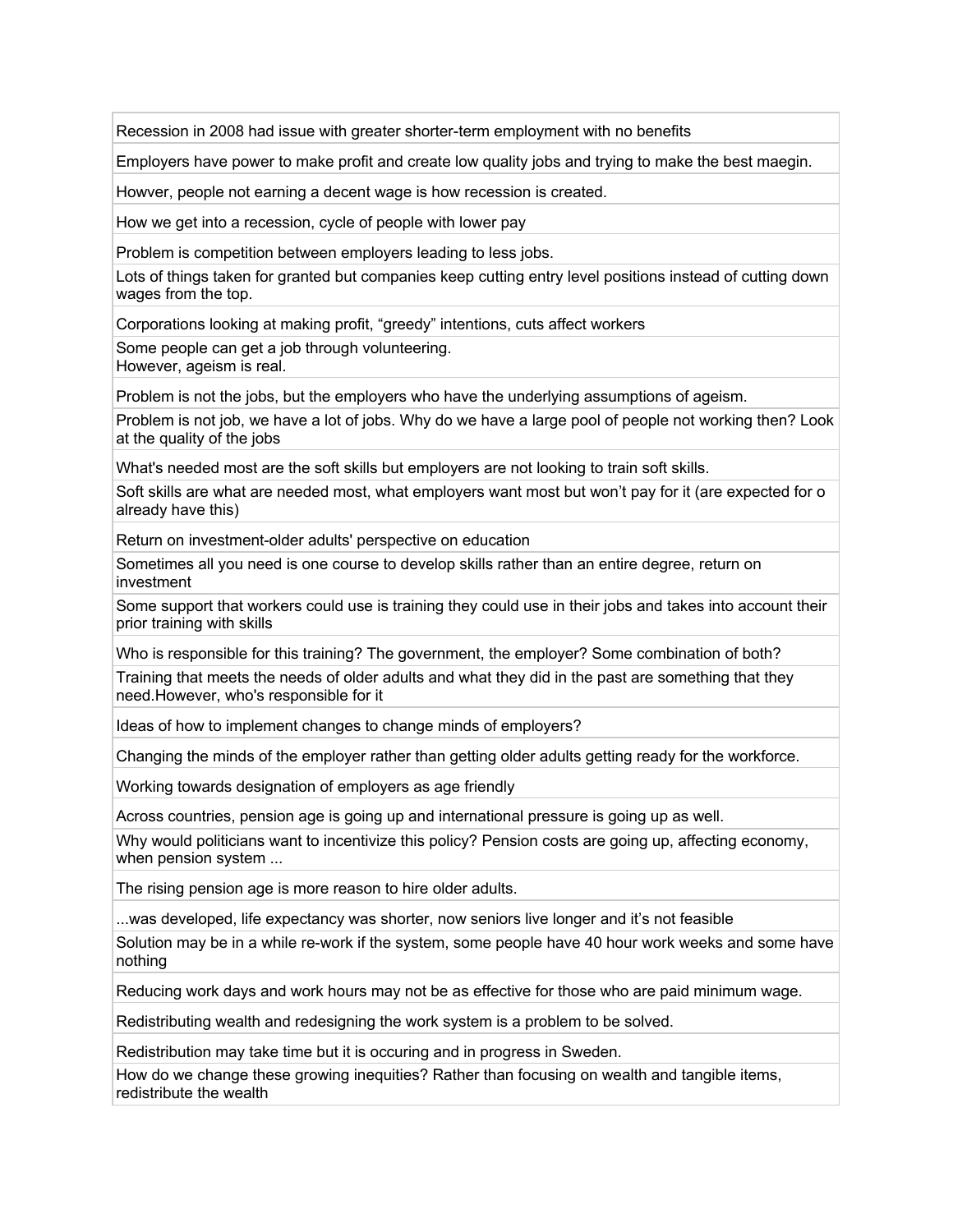| |
|---|
| Recession in 2008 had issue with greater shorter-term employment with no benefits |
| Employers have power to make profit and create low quality jobs and trying to make the best maegin. |
| Howver, people not earning a decent wage is how recession is created. |
| How we get into a recession, cycle of people with lower pay |
| Problem is competition between employers leading to less jobs. |
| Lots of things taken for granted but companies keep cutting entry level positions instead of cutting down wages from the top. |
| Corporations looking at making profit, “greedy” intentions, cuts affect workers |
| Some people can get a job through volunteering.<br>However, ageism is real. |
| Problem is not the jobs, but the employers who have the underlying assumptions of ageism. |
| Problem is not job, we have a lot of jobs. Why do we have a large pool of people not working then? Look at the quality of the jobs |
| What's needed most are the soft skills but employers are not looking to train soft skills. |
| Soft skills are what are needed most, what employers want most but won’t pay for it (are expected for o already have this) |
| Return on investment-older adults' perspective on education |
| Sometimes all you need is one course to develop skills rather than an entire degree, return on investment |
| Some support that workers could use is training they could use in their jobs and takes into account their prior training with skills |
| Who is responsible for this training? The government, the employer? Some combination of both? |
| Training that meets the needs of older adults and what they did in the past are something that they need.However, who's responsible for it |
| Ideas of how to implement changes to change minds of employers? |
| Changing the minds of the employer rather than getting older adults getting ready for the workforce. |
| Working towards designation of employers as age friendly |
| Across countries, pension age is going up and international pressure is going up as well. |
| Why would politicians want to incentivize this policy? Pension costs are going up, affecting economy, when pension system ... |
| The rising pension age is more reason to hire older adults. |
| ...was developed, life expectancy was shorter, now seniors live longer and it’s not feasible |
| Solution may be in a while re-work if the system, some people have 40 hour work weeks and some have nothing |
| Reducing work days and work hours may not be as effective for those who are paid minimum wage. |
| Redistributing wealth and redesigning the work system is a problem to be solved. |
| Redistribution may take time but it is occuring and in progress in Sweden. |
| How do we change these growing inequities? Rather than focusing on wealth and tangible items, redistribute the wealth |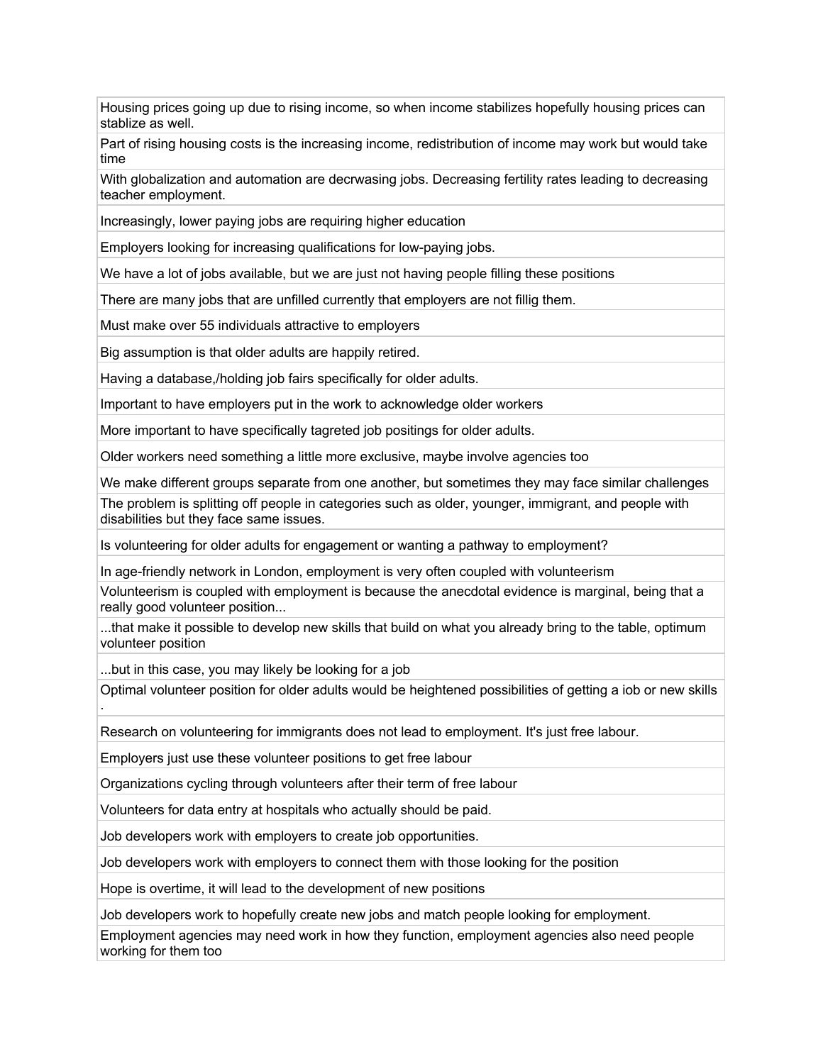| |
|---|
| Housing prices going up due to rising income, so when income stabilizes hopefully housing prices can stablize as well. |
| Part of rising housing costs is the increasing income, redistribution of income may work but would take time |
| With globalization and automation are decrwasing jobs. Decreasing fertility rates leading to decreasing teacher employment. |
| Increasingly, lower paying jobs are requiring higher education |
| Employers looking for increasing qualifications for low-paying jobs. |
| We have a lot of jobs available, but we are just not having people filling these positions |
| There are many jobs that are unfilled currently that employers are not fillig them. |
| Must make over 55 individuals attractive to employers |
| Big assumption is that older adults are happily retired. |
| Having a database,/holding job fairs specifically for older adults. |
| Important to have employers put in the work to acknowledge older workers |
| More important to have specifically tagreted job positings for older adults. |
| Older workers need something a little more exclusive, maybe involve agencies too |
| We make different groups separate from one another, but sometimes they may face similar challenges |
| The problem is splitting off people in categories such as older, younger, immigrant, and people with disabilities but they face same issues. |
| Is volunteering for older adults for engagement or wanting a pathway to employment? |
| In age-friendly network in London, employment is very often coupled with volunteerism |
| Volunteerism is coupled with employment is because the anecdotal evidence is marginal, being that a really good volunteer position... |
| ...that make it possible to develop new skills that build on what you already bring to the table, optimum volunteer position |
| ...but in this case, you may likely be looking for a job |
| Optimal volunteer position for older adults would be heightened possibilities of getting a iob or new skills . |
| Research on volunteering for immigrants does not lead to employment. It's just free labour. |
| Employers just use these volunteer positions to get free labour |
| Organizations cycling through volunteers after their term of free labour |
| Volunteers for data entry at hospitals who actually should be paid. |
| Job developers work with employers to create job opportunities. |
| Job developers work with employers to connect them with those looking for the position |
| Hope is overtime, it will lead to the development of new positions |
| Job developers work to hopefully create new jobs and match people looking for employment. |
| Employment agencies may need work in how they function, employment agencies also need people working for them too |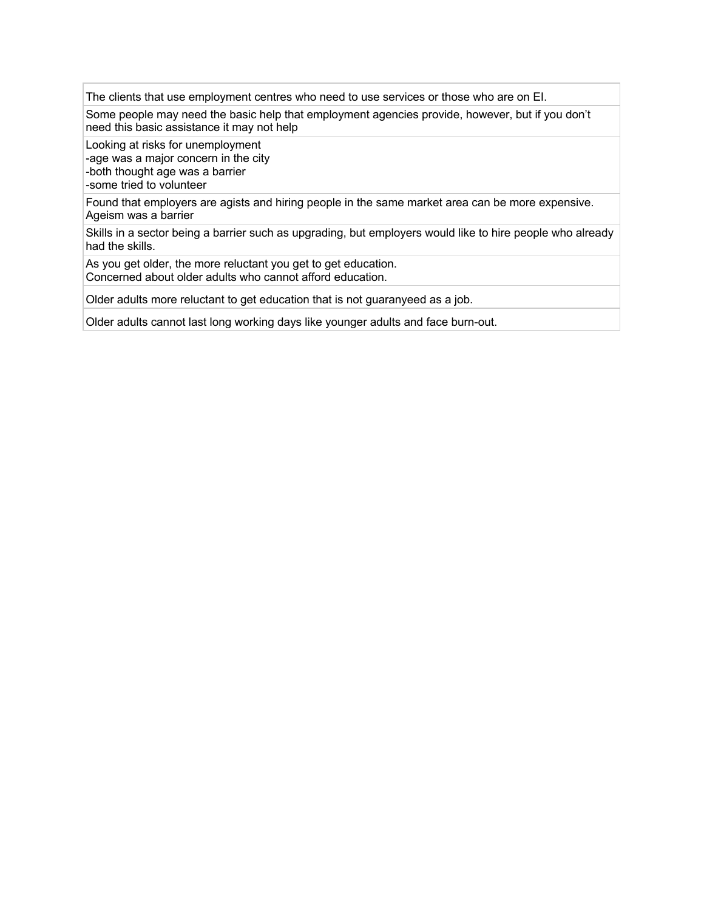| |
|---|
| The clients that use employment centres who need to use services or those who are on EI. |
| Some people may need the basic help that employment agencies provide, however, but if you don't need this basic assistance it may not help |
| Looking at risks for unemployment<br>-age was a major concern in the city<br>-both thought age was a barrier<br>-some tried to volunteer |
| Found that employers are agists and hiring people in the same market area can be more expensive. Ageism was a barrier |
| Skills in a sector being a barrier such as upgrading, but employers would like to hire people who already had the skills. |
| As you get older, the more reluctant you get to get education.<br>Concerned about older adults who cannot afford education. |
| Older adults more reluctant to get education that is not guaranyeed as a job. |
| Older adults cannot last long working days like younger adults and face burn-out. |